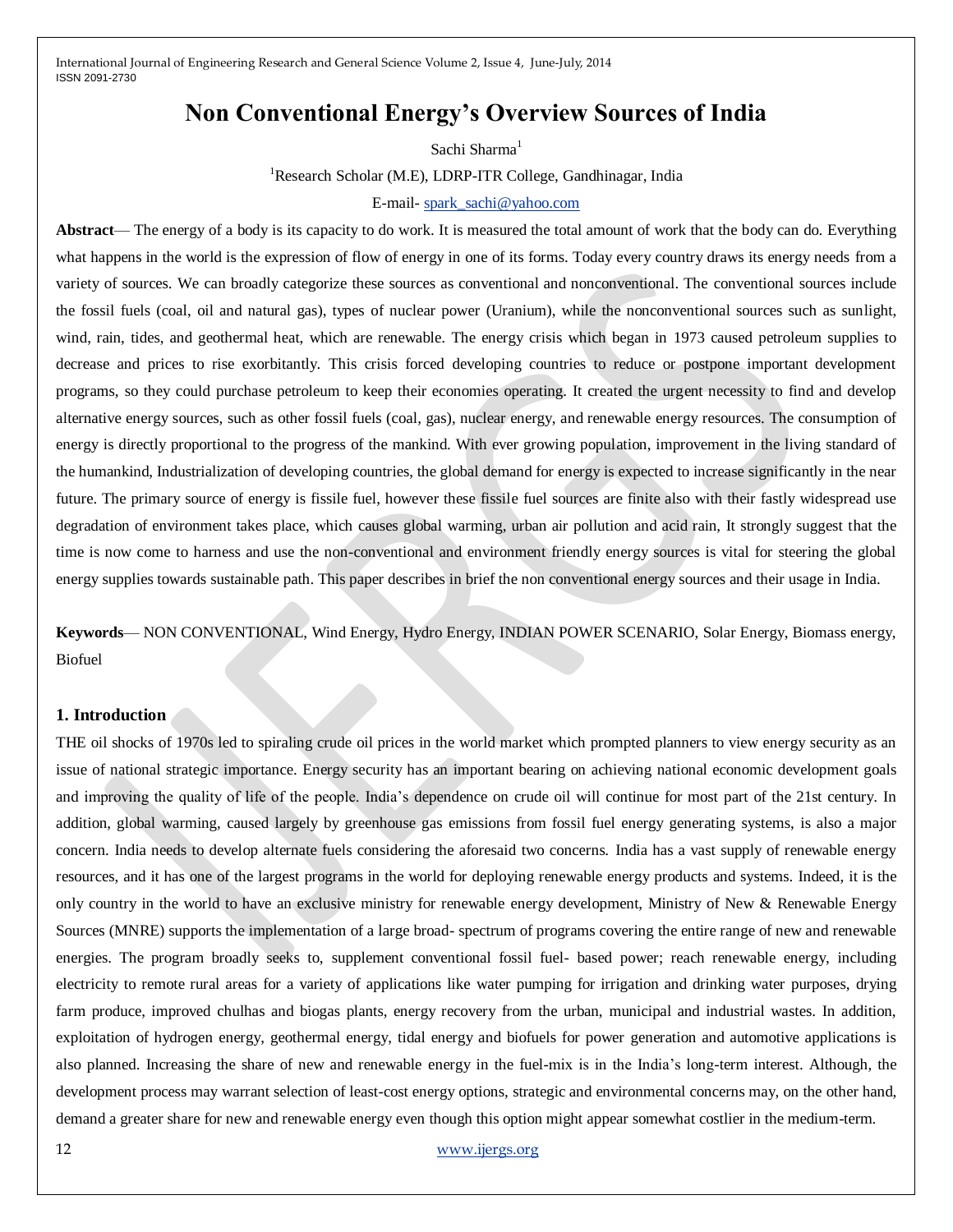# Non Conventional Energy's Overview Sources of India

Sachi Sharma[1]

[1]Research Scholar (M.E), LDRP-ITR College, Gandhinagar, India

E-mail- spark_sachi@yahoo.com

**Abstract**— The energy of a body is its capacity to do work. It is measured the total amount of work that the body can do. Everything what happens in the world is the expression of flow of energy in one of its forms. Today every country draws its energy needs from a variety of sources. We can broadly categorize these sources as conventional and nonconventional. The conventional sources include the fossil fuels (coal, oil and natural gas), types of nuclear power (Uranium), while the nonconventional sources such as sunlight, wind, rain, tides, and geothermal heat, which are renewable. The energy crisis which began in 1973 caused petroleum supplies to decrease and prices to rise exorbitantly. This crisis forced developing countries to reduce or postpone important development programs, so they could purchase petroleum to keep their economies operating. It created the urgent necessity to find and develop alternative energy sources, such as other fossil fuels (coal, gas), nuclear energy, and renewable energy resources. The consumption of energy is directly proportional to the progress of the mankind. With ever growing population, improvement in the living standard of the humankind, Industrialization of developing countries, the global demand for energy is expected to increase significantly in the near future. The primary source of energy is fissile fuel, however these fissile fuel sources are finite also with their fastly widespread use degradation of environment takes place, which causes global warming, urban air pollution and acid rain, It strongly suggest that the time is now come to harness and use the non-conventional and environment friendly energy sources is vital for steering the global energy supplies towards sustainable path. This paper describes in brief the non conventional energy sources and their usage in India.

**Keywords**— NON CONVENTIONAL, Wind Energy, Hydro Energy, INDIAN POWER SCENARIO, Solar Energy, Biomass energy, Biofuel

## 1. Introduction

THE oil shocks of 1970s led to spiraling crude oil prices in the world market which prompted planners to view energy security as an issue of national strategic importance. Energy security has an important bearing on achieving national economic development goals and improving the quality of life of the people. India's dependence on crude oil will continue for most part of the 21st century. In addition, global warming, caused largely by greenhouse gas emissions from fossil fuel energy generating systems, is also a major concern. India needs to develop alternate fuels considering the aforesaid two concerns. India has a vast supply of renewable energy resources, and it has one of the largest programs in the world for deploying renewable energy products and systems. Indeed, it is the only country in the world to have an exclusive ministry for renewable energy development, Ministry of New & Renewable Energy Sources (MNRE) supports the implementation of a large broad- spectrum of programs covering the entire range of new and renewable energies. The program broadly seeks to, supplement conventional fossil fuel- based power; reach renewable energy, including electricity to remote rural areas for a variety of applications like water pumping for irrigation and drinking water purposes, drying farm produce, improved chulhas and biogas plants, energy recovery from the urban, municipal and industrial wastes. In addition, exploitation of hydrogen energy, geothermal energy, tidal energy and biofuels for power generation and automotive applications is also planned. Increasing the share of new and renewable energy in the fuel-mix is in the India's long-term interest. Although, the development process may warrant selection of least-cost energy options, strategic and environmental concerns may, on the other hand, demand a greater share for new and renewable energy even though this option might appear somewhat costlier in the medium-term.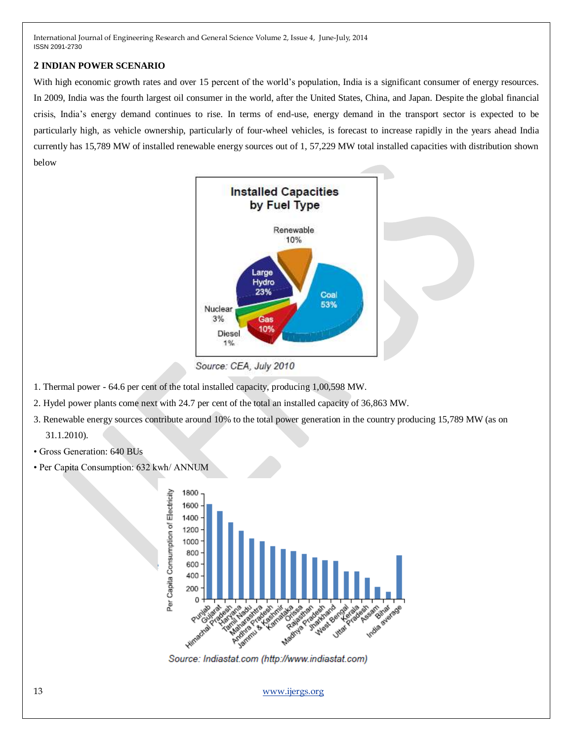## 2 INDIAN POWER SCENARIO

With high economic growth rates and over 15 percent of the world's population, India is a significant consumer of energy resources. In 2009, India was the fourth largest oil consumer in the world, after the United States, China, and Japan. Despite the global financial crisis, India's energy demand continues to rise. In terms of end-use, energy demand in the transport sector is expected to be particularly high, as vehicle ownership, particularly of four-wheel vehicles, is forecast to increase rapidly in the years ahead India currently has 15,789 MW of installed renewable energy sources out of 1, 57,229 MW total installed capacities with distribution shown below

Source: CEA, July 2010

1. Thermal power - 64.6 per cent of the total installed capacity, producing 1,00,598 MW.
2. Hydel power plants come next with 24.7 per cent of the total an installed capacity of 36,863 MW.
3. Renewable energy sources contribute around 10% to the total power generation in the country producing 15,789 MW (as on 31.1.2010).

- Gross Generation: 640 BUs
- Per Capita Consumption: 632 kwh/ ANNUM

Source: Indiastat.com (http://www.indiastat.com)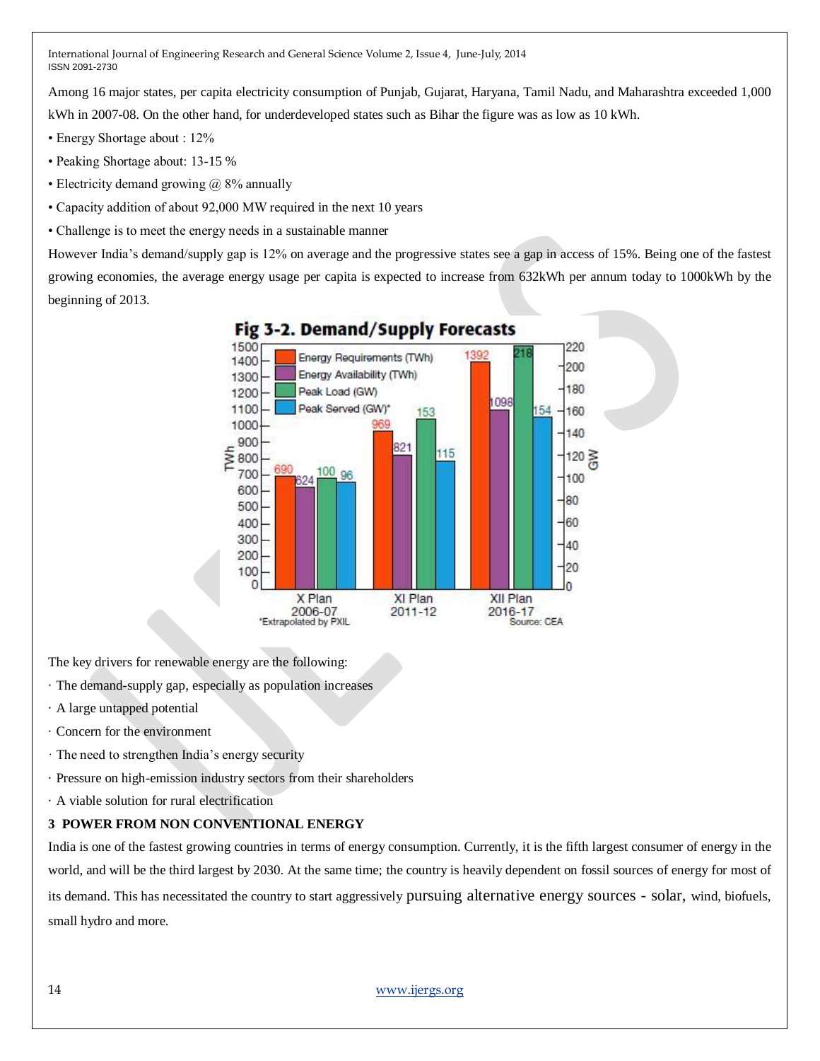Among 16 major states, per capita electricity consumption of Punjab, Gujarat, Haryana, Tamil Nadu, and Maharashtra exceeded 1,000 kWh in 2007-08. On the other hand, for underdeveloped states such as Bihar the figure was as low as 10 kWh.

- Energy Shortage about : 12%
- Peaking Shortage about: 13-15 %
- Electricity demand growing @ 8% annually
- Capacity addition of about 92,000 MW required in the next 10 years
- Challenge is to meet the energy needs in a sustainable manner

However India's demand/supply gap is 12% on average and the progressive states see a gap in access of 15%. Being one of the fastest growing economies, the average energy usage per capita is expected to increase from 632kWh per annum today to 1000kWh by the beginning of 2013.

Fig 3-2. Demand/Supply Forecasts

The key drivers for renewable energy are the following:

- The demand-supply gap, especially as population increases
- A large untapped potential
- Concern for the environment
- The need to strengthen India's energy security
- Pressure on high-emission industry sectors from their shareholders
- A viable solution for rural electrification

## 3 POWER FROM NON CONVENTIONAL ENERGY

India is one of the fastest growing countries in terms of energy consumption. Currently, it is the fifth largest consumer of energy in the world, and will be the third largest by 2030. At the same time; the country is heavily dependent on fossil sources of energy for most of its demand. This has necessitated the country to start aggressively pursuing alternative energy sources - solar, wind, biofuels, small hydro and more.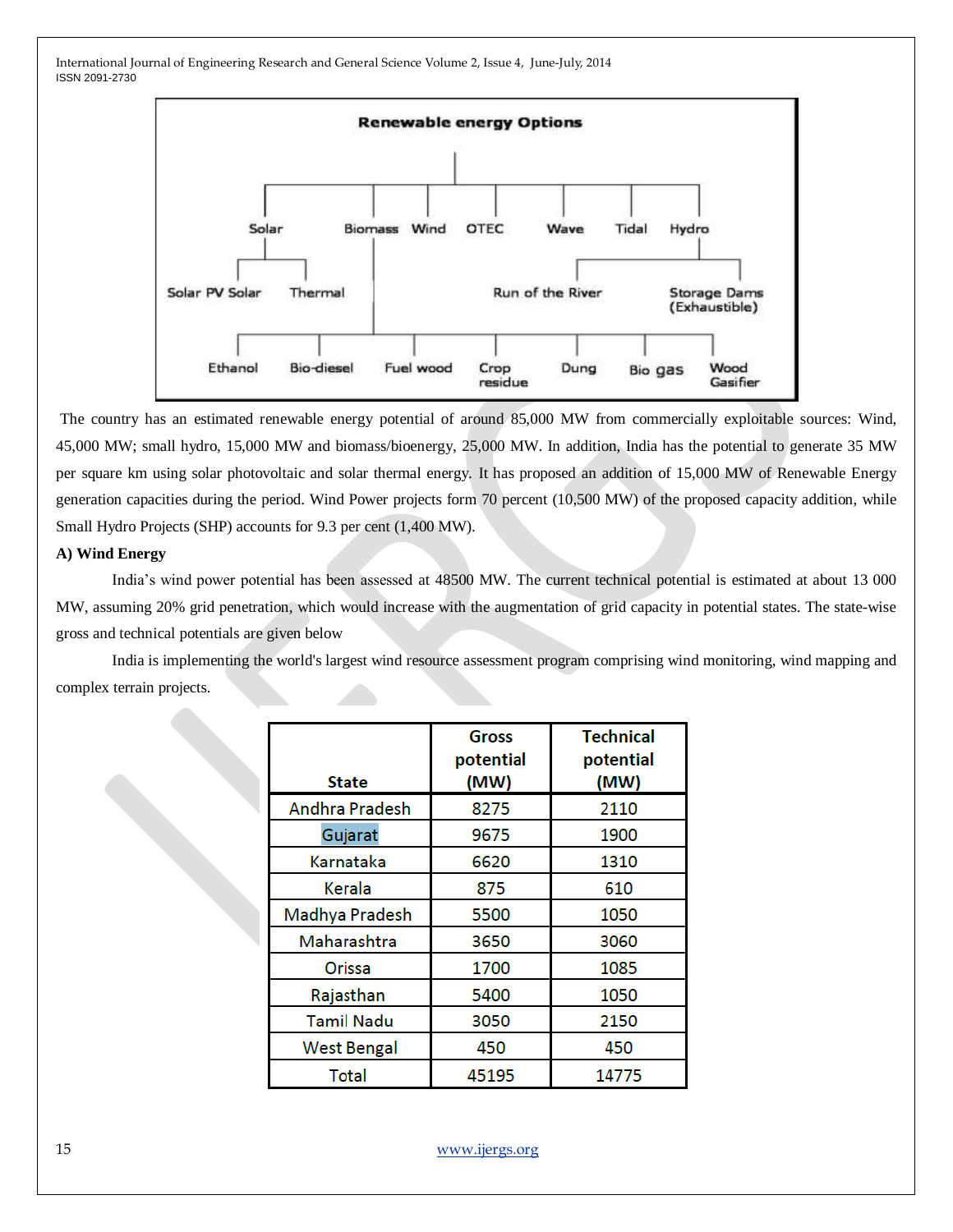**Renewable energy Options**

- Solar
  - Solar PV Solar
  - Thermal
- Biomass
  - Ethanol
  - Bio-diesel
  - Fuel wood
  - Crop residue
  - Dung
  - Bio gas
  - Wood Gasifier
- Wind
- OTEC
- Wave
- Tidal
- Hydro
  - Run of the River
  - Storage Dams (Exhaustible)

The country has an estimated renewable energy potential of around 85,000 MW from commercially exploitable sources: Wind, 45,000 MW; small hydro, 15,000 MW and biomass/bioenergy, 25,000 MW. In addition, India has the potential to generate 35 MW per square km using solar photovoltaic and solar thermal energy. It has proposed an addition of 15,000 MW of Renewable Energy generation capacities during the period. Wind Power projects form 70 percent (10,500 MW) of the proposed capacity addition, while Small Hydro Projects (SHP) accounts for 9.3 per cent (1,400 MW).

**A) Wind Energy**

India's wind power potential has been assessed at 48500 MW. The current technical potential is estimated at about 13 000 MW, assuming 20% grid penetration, which would increase with the augmentation of grid capacity in potential states. The state-wise gross and technical potentials are given below

India is implementing the world's largest wind resource assessment program comprising wind monitoring, wind mapping and complex terrain projects.

| State | Gross potential (MW) | Technical potential (MW) |
|---|---|---|
| Andhra Pradesh | 8275 | 2110 |
| Gujarat | 9675 | 1900 |
| Karnataka | 6620 | 1310 |
| Kerala | 875 | 610 |
| Madhya Pradesh | 5500 | 1050 |
| Maharashtra | 3650 | 3060 |
| Orissa | 1700 | 1085 |
| Rajasthan | 5400 | 1050 |
| Tamil Nadu | 3050 | 2150 |
| West Bengal | 450 | 450 |
| Total | 45195 | 14775 |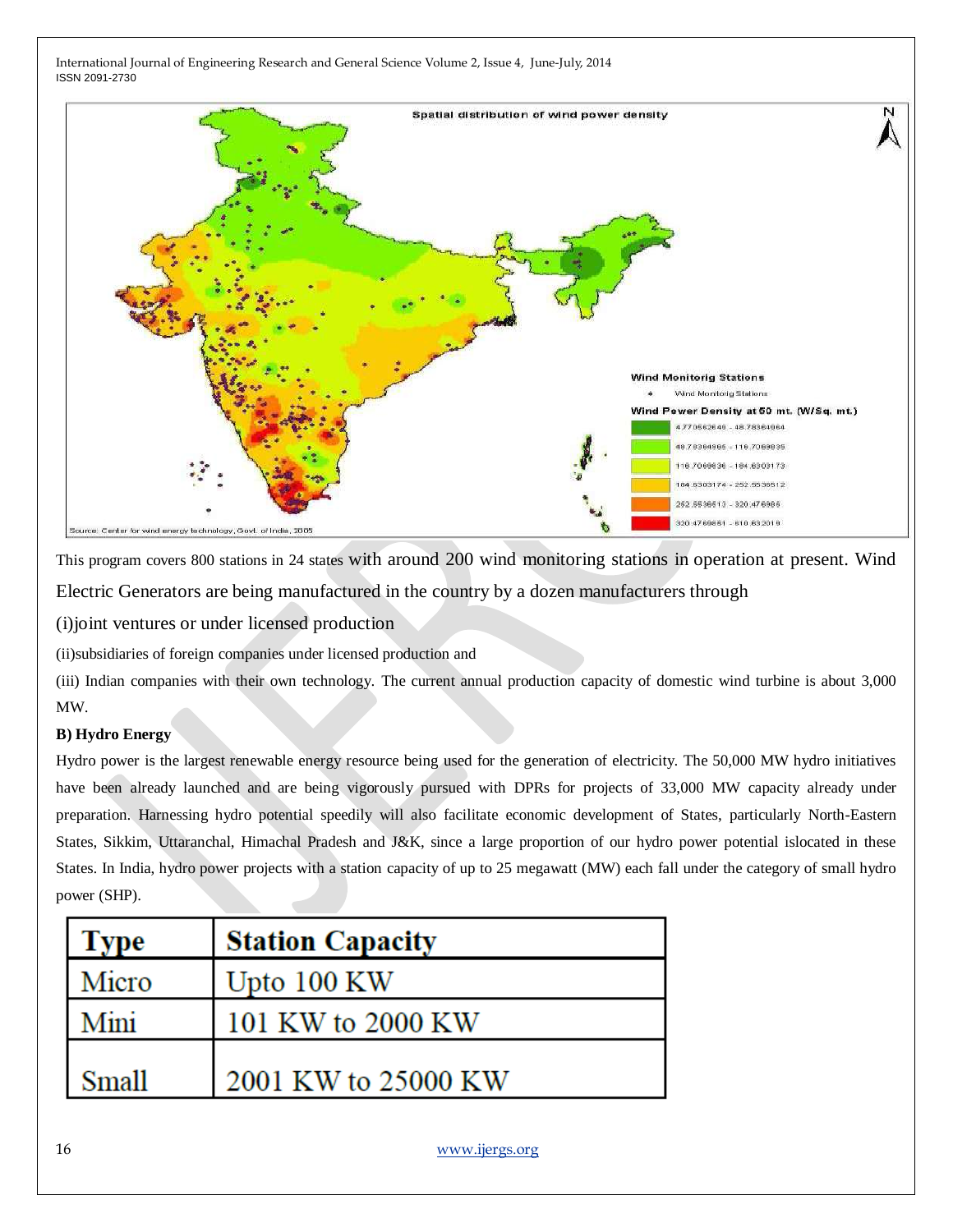This program covers 800 stations in 24 states with around 200 wind monitoring stations in operation at present. Wind Electric Generators are being manufactured in the country by a dozen manufacturers through

(i)joint ventures or under licensed production

(ii)subsidiaries of foreign companies under licensed production and

(iii) Indian companies with their own technology. The current annual production capacity of domestic wind turbine is about 3,000 MW.

**B) Hydro Energy**

Hydro power is the largest renewable energy resource being used for the generation of electricity. The 50,000 MW hydro initiatives have been already launched and are being vigorously pursued with DPRs for projects of 33,000 MW capacity already under preparation. Harnessing hydro potential speedily will also facilitate economic development of States, particularly North-Eastern States, Sikkim, Uttaranchal, Himachal Pradesh and J&K, since a large proportion of our hydro power potential islocated in these States. In India, hydro power projects with a station capacity of up to 25 megawatt (MW) each fall under the category of small hydro power (SHP).

| Type | Station Capacity |
|---|---|
| Micro | Upto 100 KW |
| Mini | 101 KW to 2000 KW |
| Small | 2001 KW to 25000 KW |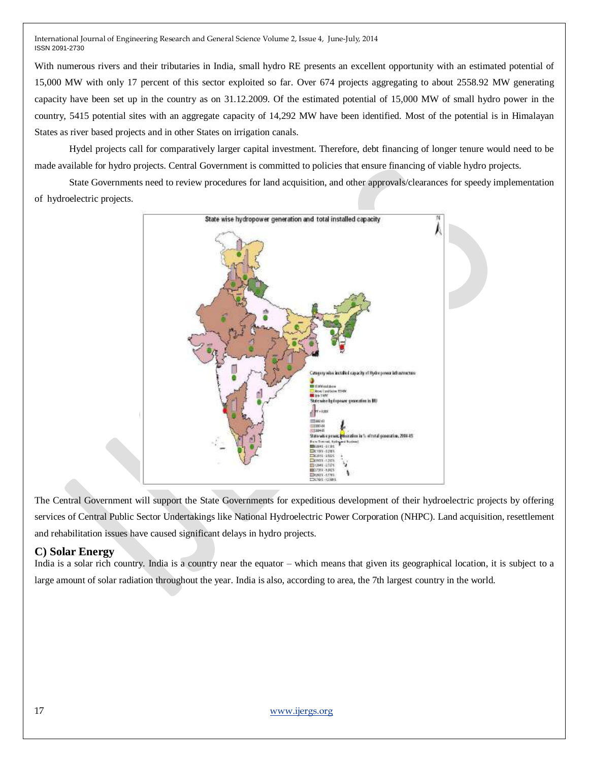With numerous rivers and their tributaries in India, small hydro RE presents an excellent opportunity with an estimated potential of 15,000 MW with only 17 percent of this sector exploited so far. Over 674 projects aggregating to about 2558.92 MW generating capacity have been set up in the country as on 31.12.2009. Of the estimated potential of 15,000 MW of small hydro power in the country, 5415 potential sites with an aggregate capacity of 14,292 MW have been identified. Most of the potential is in Himalayan States as river based projects and in other States on irrigation canals.

Hydel projects call for comparatively larger capital investment. Therefore, debt financing of longer tenure would need to be made available for hydro projects. Central Government is committed to policies that ensure financing of viable hydro projects.

State Governments need to review procedures for land acquisition, and other approvals/clearances for speedy implementation of hydroelectric projects.

The Central Government will support the State Governments for expeditious development of their hydroelectric projects by offering services of Central Public Sector Undertakings like National Hydroelectric Power Corporation (NHPC). Land acquisition, resettlement and rehabilitation issues have caused significant delays in hydro projects.

## C) Solar Energy

India is a solar rich country. India is a country near the equator – which means that given its geographical location, it is subject to a large amount of solar radiation throughout the year. India is also, according to area, the 7th largest country in the world.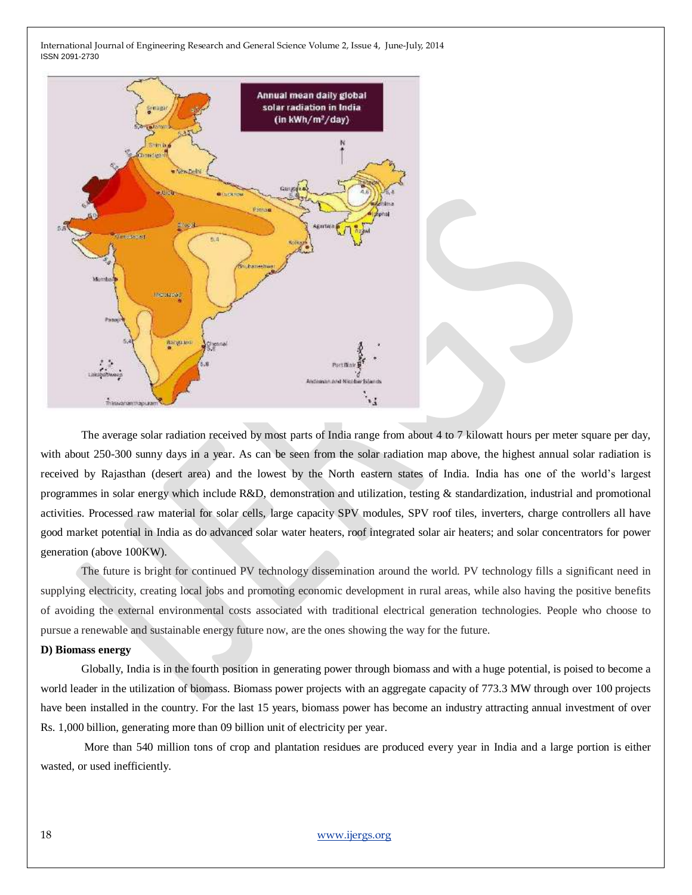The average solar radiation received by most parts of India range from about 4 to 7 kilowatt hours per meter square per day, with about 250-300 sunny days in a year. As can be seen from the solar radiation map above, the highest annual solar radiation is received by Rajasthan (desert area) and the lowest by the North eastern states of India. India has one of the world's largest programmes in solar energy which include R&D, demonstration and utilization, testing & standardization, industrial and promotional activities. Processed raw material for solar cells, large capacity SPV modules, SPV roof tiles, inverters, charge controllers all have good market potential in India as do advanced solar water heaters, roof integrated solar air heaters; and solar concentrators for power generation (above 100KW).

The future is bright for continued PV technology dissemination around the world. PV technology fills a significant need in supplying electricity, creating local jobs and promoting economic development in rural areas, while also having the positive benefits of avoiding the external environmental costs associated with traditional electrical generation technologies. People who choose to pursue a renewable and sustainable energy future now, are the ones showing the way for the future.

**D) Biomass energy**

Globally, India is in the fourth position in generating power through biomass and with a huge potential, is poised to become a world leader in the utilization of biomass. Biomass power projects with an aggregate capacity of 773.3 MW through over 100 projects have been installed in the country. For the last 15 years, biomass power has become an industry attracting annual investment of over Rs. 1,000 billion, generating more than 09 billion unit of electricity per year.

More than 540 million tons of crop and plantation residues are produced every year in India and a large portion is either wasted, or used inefficiently.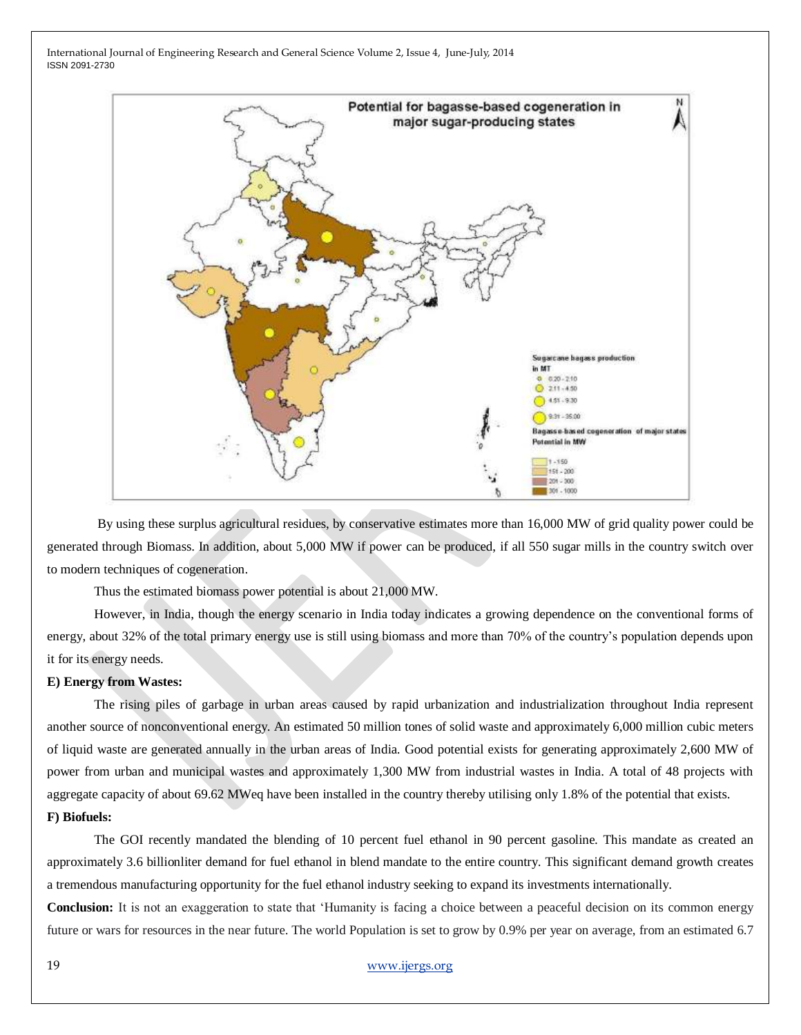By using these surplus agricultural residues, by conservative estimates more than 16,000 MW of grid quality power could be generated through Biomass. In addition, about 5,000 MW if power can be produced, if all 550 sugar mills in the country switch over to modern techniques of cogeneration.

Thus the estimated biomass power potential is about 21,000 MW.

However, in India, though the energy scenario in India today indicates a growing dependence on the conventional forms of energy, about 32% of the total primary energy use is still using biomass and more than 70% of the country's population depends upon it for its energy needs.

**E) Energy from Wastes:**

The rising piles of garbage in urban areas caused by rapid urbanization and industrialization throughout India represent another source of nonconventional energy. An estimated 50 million tones of solid waste and approximately 6,000 million cubic meters of liquid waste are generated annually in the urban areas of India. Good potential exists for generating approximately 2,600 MW of power from urban and municipal wastes and approximately 1,300 MW from industrial wastes in India. A total of 48 projects with aggregate capacity of about 69.62 MWeq have been installed in the country thereby utilising only 1.8% of the potential that exists.

**F) Biofuels:**

The GOI recently mandated the blending of 10 percent fuel ethanol in 90 percent gasoline. This mandate as created an approximately 3.6 billionliter demand for fuel ethanol in blend mandate to the entire country. This significant demand growth creates a tremendous manufacturing opportunity for the fuel ethanol industry seeking to expand its investments internationally.

**Conclusion:** It is not an exaggeration to state that 'Humanity is facing a choice between a peaceful decision on its common energy future or wars for resources in the near future. The world Population is set to grow by 0.9% per year on average, from an estimated 6.7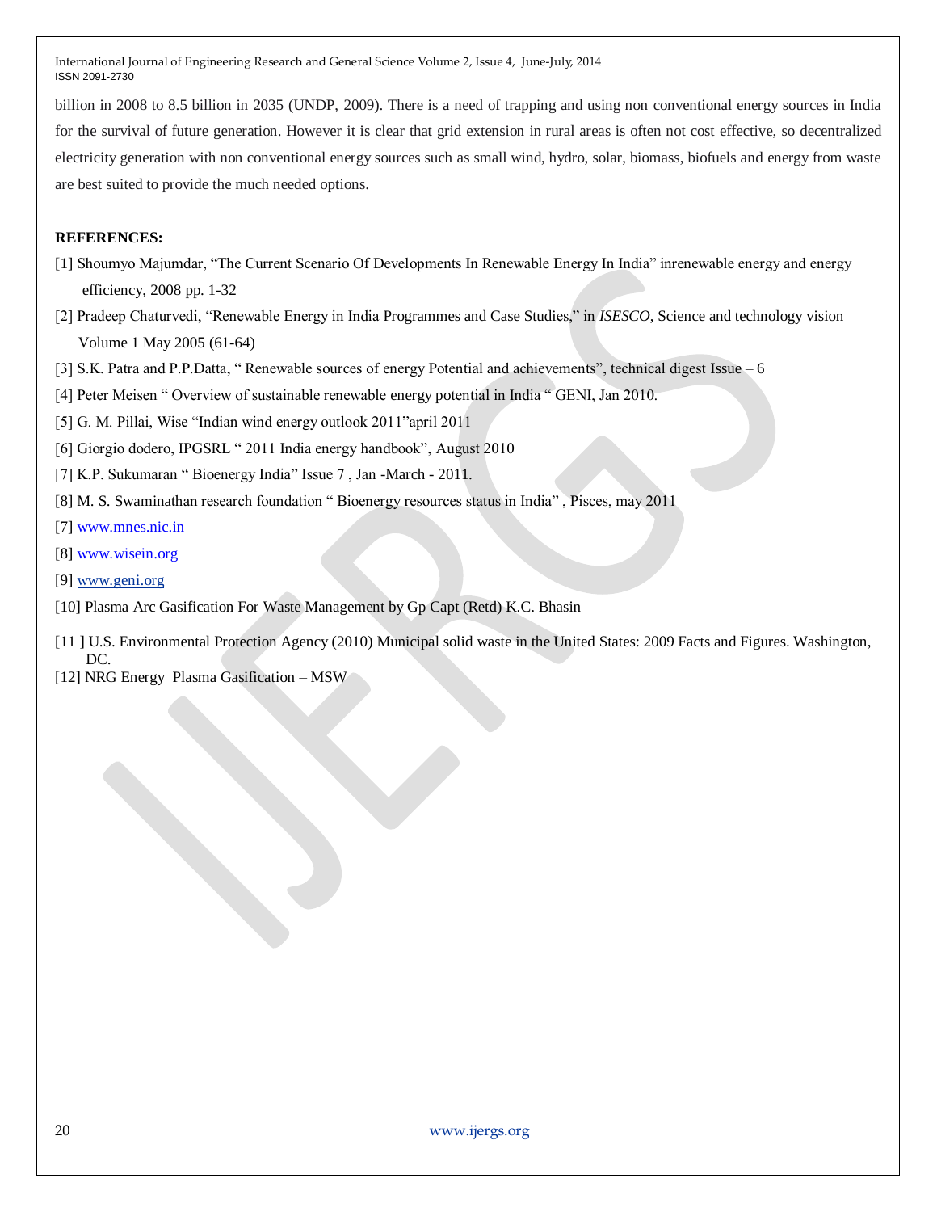billion in 2008 to 8.5 billion in 2035 (UNDP, 2009). There is a need of trapping and using non conventional energy sources in India for the survival of future generation. However it is clear that grid extension in rural areas is often not cost effective, so decentralized electricity generation with non conventional energy sources such as small wind, hydro, solar, biomass, biofuels and energy from waste are best suited to provide the much needed options.

**REFERENCES:**

[1] Shoumyo Majumdar, "The Current Scenario Of Developments In Renewable Energy In India" inrenewable energy and energy efficiency, 2008 pp. 1-32

[2] Pradeep Chaturvedi, "Renewable Energy in India Programmes and Case Studies," in *ISESCO*, Science and technology vision Volume 1 May 2005 (61-64)

[3] S.K. Patra and P.P.Datta, " Renewable sources of energy Potential and achievements", technical digest Issue – 6

[4] Peter Meisen " Overview of sustainable renewable energy potential in India " GENI, Jan 2010.

[5] G. M. Pillai, Wise "Indian wind energy outlook 2011"april 2011

[6] Giorgio dodero, IPGSRL " 2011 India energy handbook", August 2010

[7] K.P. Sukumaran " Bioenergy India" Issue 7 , Jan -March - 2011.

[8] M. S. Swaminathan research foundation " Bioenergy resources status in India" , Pisces, may 2011

[7] www.mnes.nic.in

[8] www.wisein.org

[9] www.geni.org

[10] Plasma Arc Gasification For Waste Management by Gp Capt (Retd) K.C. Bhasin

[11 ] U.S. Environmental Protection Agency (2010) Municipal solid waste in the United States: 2009 Facts and Figures. Washington, DC.

[12] NRG Energy Plasma Gasification – MSW